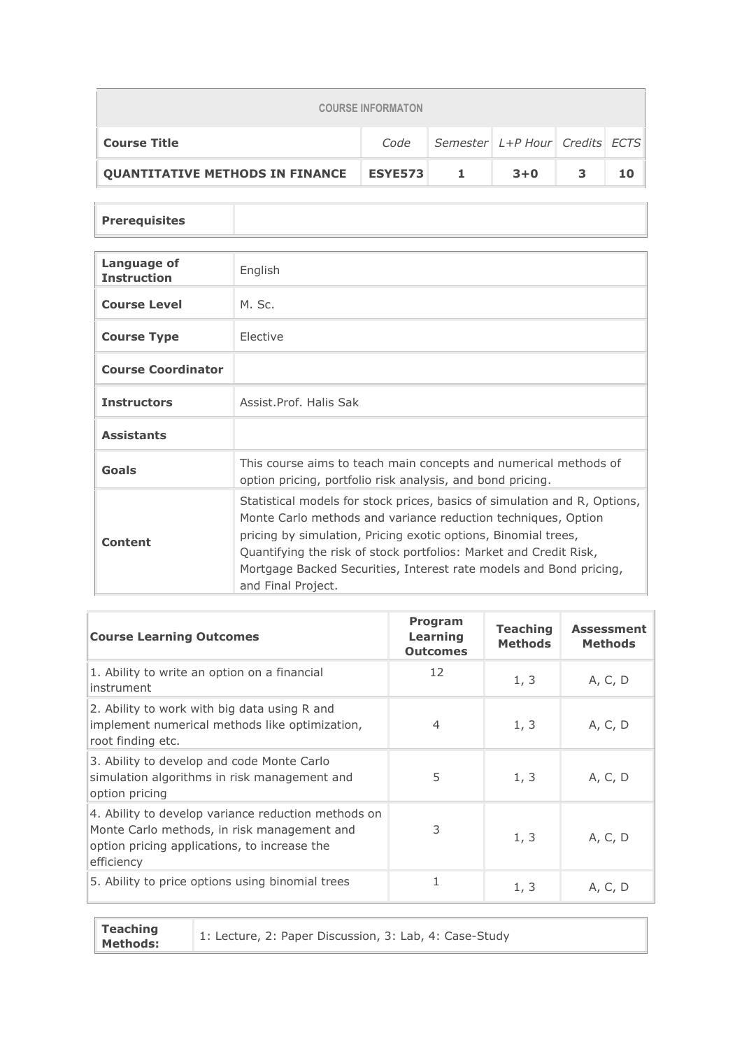| COURSE INFORMATON | | | | | |
|---|---|---|---|---|---|
| **Course Title** | *Code* | *Semester* | *L+P Hour* | *Credits* | *ECTS* |
| **QUANTITATIVE METHODS IN FINANCE** | **ESYE573** | **1** | **3+0** | **3** | **10** |

| **Prerequisites** | |
|---|---|

| | |
|---|---|
| **Language of Instruction** | English |
| **Course Level** | M. Sc. |
| **Course Type** | Elective |
| **Course Coordinator** | |
| **Instructors** | Assist.Prof. Halis Sak |
| **Assistants** | |
| **Goals** | This course aims to teach main concepts and numerical methods of option pricing, portfolio risk analysis, and bond pricing. |
| **Content** | Statistical models for stock prices, basics of simulation and R, Options, Monte Carlo methods and variance reduction techniques, Option pricing by simulation, Pricing exotic options, Binomial trees, Quantifying the risk of stock portfolios: Market and Credit Risk, Mortgage Backed Securities, Interest rate models and Bond pricing, and Final Project. |

| **Course Learning Outcomes** | **Program Learning Outcomes** | **Teaching Methods** | **Assessment Methods** |
|---|---|---|---|
| 1. Ability to write an option on a financial instrument | 12 | 1, 3 | A, C, D |
| 2. Ability to work with big data using R and implement numerical methods like optimization, root finding etc. | 4 | 1, 3 | A, C, D |
| 3. Ability to develop and code Monte Carlo simulation algorithms in risk management and option pricing | 5 | 1, 3 | A, C, D |
| 4. Ability to develop variance reduction methods on Monte Carlo methods, in risk management and option pricing applications, to increase the efficiency | 3 | 1, 3 | A, C, D |
| 5. Ability to price options using binomial trees | 1 | 1, 3 | A, C, D |

| **Teaching Methods:** | 1: Lecture, 2: Paper Discussion, 3: Lab, 4: Case-Study |
|---|---|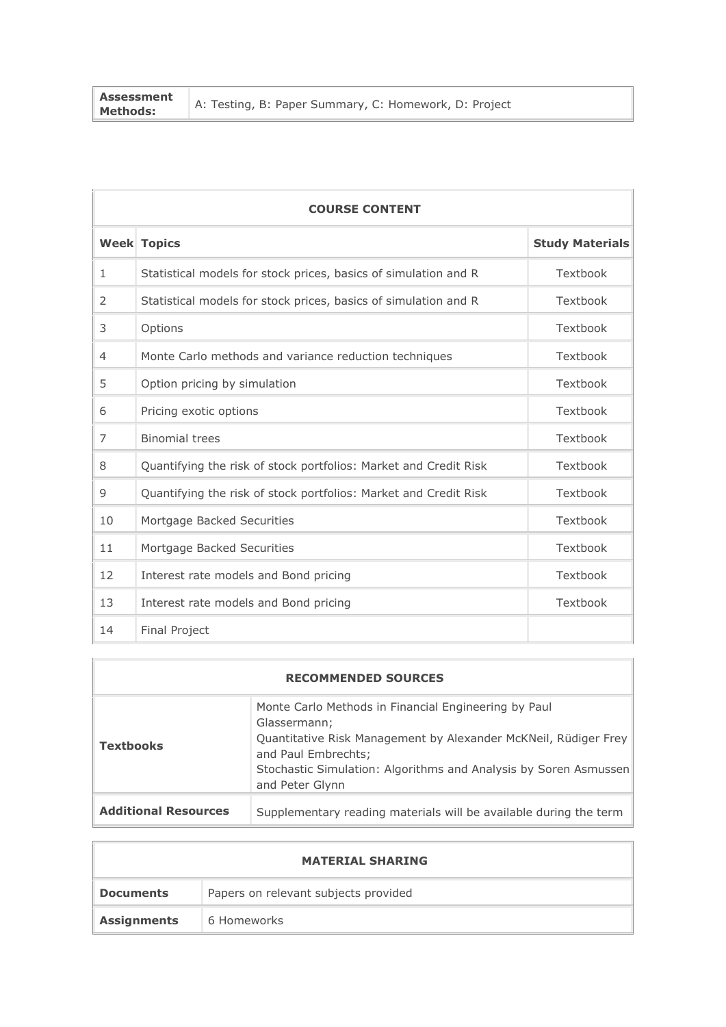| **Assessment Methods:** | A: Testing, B: Paper Summary, C: Homework, D: Project |
|---|---|

| **COURSE CONTENT** | | |
|---|---|---|
| **Week** | **Topics** | **Study Materials** |
| 1 | Statistical models for stock prices, basics of simulation and R | Textbook |
| 2 | Statistical models for stock prices, basics of simulation and R | Textbook |
| 3 | Options | Textbook |
| 4 | Monte Carlo methods and variance reduction techniques | Textbook |
| 5 | Option pricing by simulation | Textbook |
| 6 | Pricing exotic options | Textbook |
| 7 | Binomial trees | Textbook |
| 8 | Quantifying the risk of stock portfolios: Market and Credit Risk | Textbook |
| 9 | Quantifying the risk of stock portfolios: Market and Credit Risk | Textbook |
| 10 | Mortgage Backed Securities | Textbook |
| 11 | Mortgage Backed Securities | Textbook |
| 12 | Interest rate models and Bond pricing | Textbook |
| 13 | Interest rate models and Bond pricing | Textbook |
| 14 | Final Project | |

| **RECOMMENDED SOURCES** | |
|---|---|
| **Textbooks** | Monte Carlo Methods in Financial Engineering by Paul Glassermann; Quantitative Risk Management by Alexander McKNeil, Rüdiger Frey and Paul Embrechts; Stochastic Simulation: Algorithms and Analysis by Soren Asmussen and Peter Glynn |
| **Additional Resources** | Supplementary reading materials will be available during the term |

| **MATERIAL SHARING** | |
|---|---|
| **Documents** | Papers on relevant subjects provided |
| **Assignments** | 6 Homeworks |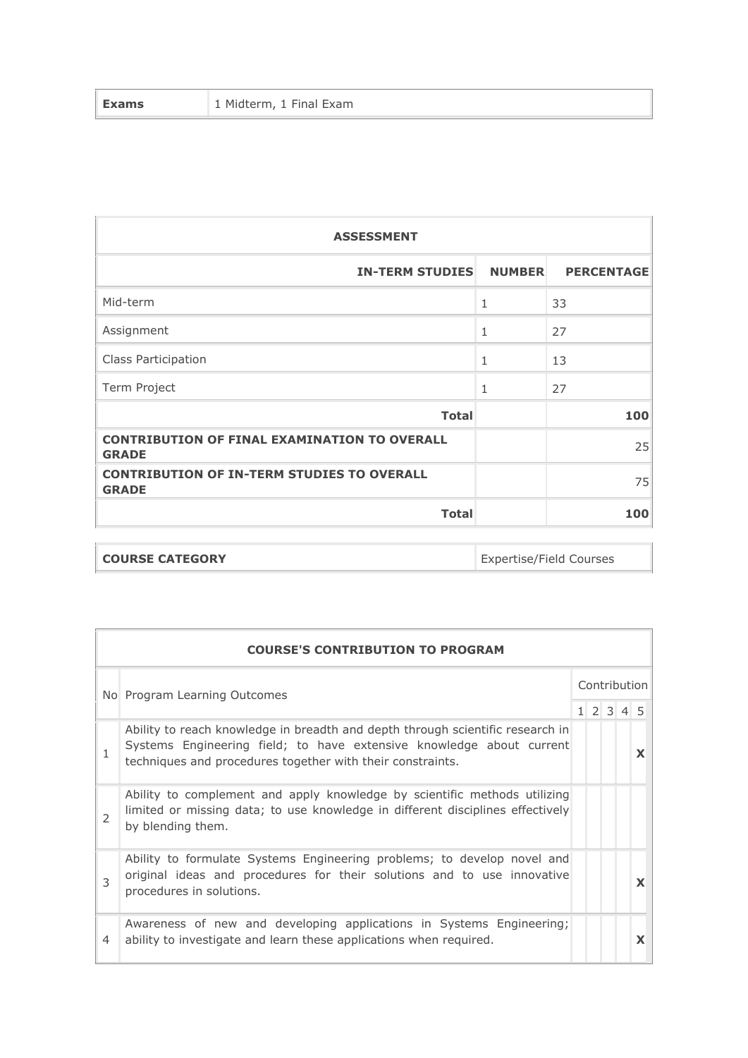| **Exams** | 1 Midterm, 1 Final Exam |
|---|---|

| **ASSESSMENT** | | |
|---|---|---|
| **IN-TERM STUDIES** | **NUMBER** | **PERCENTAGE** |
| Mid-term | 1 | 33 |
| Assignment | 1 | 27 |
| Class Participation | 1 | 13 |
| Term Project | 1 | 27 |
| **Total** | | **100** |
| **CONTRIBUTION OF FINAL EXAMINATION TO OVERALL GRADE** | | 25 |
| **CONTRIBUTION OF IN-TERM STUDIES TO OVERALL GRADE** | | 75 |
| **Total** | | **100** |

| **COURSE CATEGORY** | Expertise/Field Courses |
|---|---|

| **COURSE'S CONTRIBUTION TO PROGRAM** | | | | | | |
|---|---|---|---|---|---|---|
| No | Program Learning Outcomes | Contribution | | | | |
| | | 1 | 2 | 3 | 4 | 5 |
| 1 | Ability to reach knowledge in breadth and depth through scientific research in Systems Engineering field; to have extensive knowledge about current techniques and procedures together with their constraints. | | | | | X |
| 2 | Ability to complement and apply knowledge by scientific methods utilizing limited or missing data; to use knowledge in different disciplines effectively by blending them. | | | | | |
| 3 | Ability to formulate Systems Engineering problems; to develop novel and original ideas and procedures for their solutions and to use innovative procedures in solutions. | | | | | X |
| 4 | Awareness of new and developing applications in Systems Engineering; ability to investigate and learn these applications when required. | | | | | X |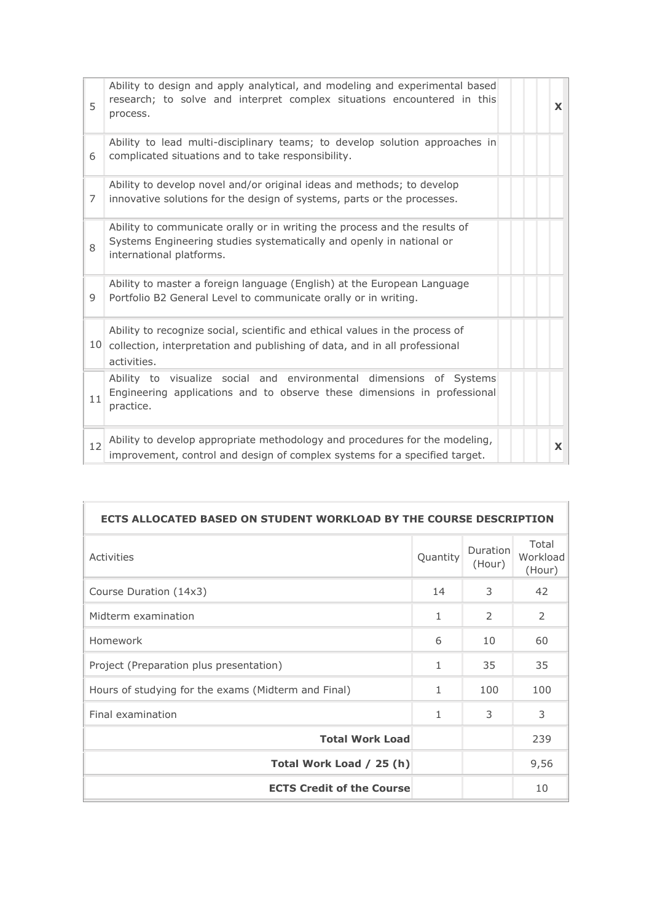| | | | | | | |
|---|---|---|---|---|---|---|
| 5 | Ability to design and apply analytical, and modeling and experimental based research; to solve and interpret complex situations encountered in this process. | | | | | X |
| 6 | Ability to lead multi-disciplinary teams; to develop solution approaches in complicated situations and to take responsibility. | | | | | |
| 7 | Ability to develop novel and/or original ideas and methods; to develop innovative solutions for the design of systems, parts or the processes. | | | | | |
| 8 | Ability to communicate orally or in writing the process and the results of Systems Engineering studies systematically and openly in national or international platforms. | | | | | |
| 9 | Ability to master a foreign language (English) at the European Language Portfolio B2 General Level to communicate orally or in writing. | | | | | |
| 10 | Ability to recognize social, scientific and ethical values in the process of collection, interpretation and publishing of data, and in all professional activities. | | | | | |
| 11 | Ability to visualize social and environmental dimensions of Systems Engineering applications and to observe these dimensions in professional practice. | | | | | |
| 12 | Ability to develop appropriate methodology and procedures for the modeling, improvement, control and design of complex systems for a specified target. | | | | | X |

| ECTS ALLOCATED BASED ON STUDENT WORKLOAD BY THE COURSE DESCRIPTION | | | |
|---|---|---|---|
| Activities | Quantity | Duration (Hour) | Total Workload (Hour) |
| Course Duration (14x3) | 14 | 3 | 42 |
| Midterm examination | 1 | 2 | 2 |
| Homework | 6 | 10 | 60 |
| Project (Preparation plus presentation) | 1 | 35 | 35 |
| Hours of studying for the exams (Midterm and Final) | 1 | 100 | 100 |
| Final examination | 1 | 3 | 3 |
| **Total Work Load** | | | 239 |
| **Total Work Load / 25 (h)** | | | 9,56 |
| **ECTS Credit of the Course** | | | 10 |